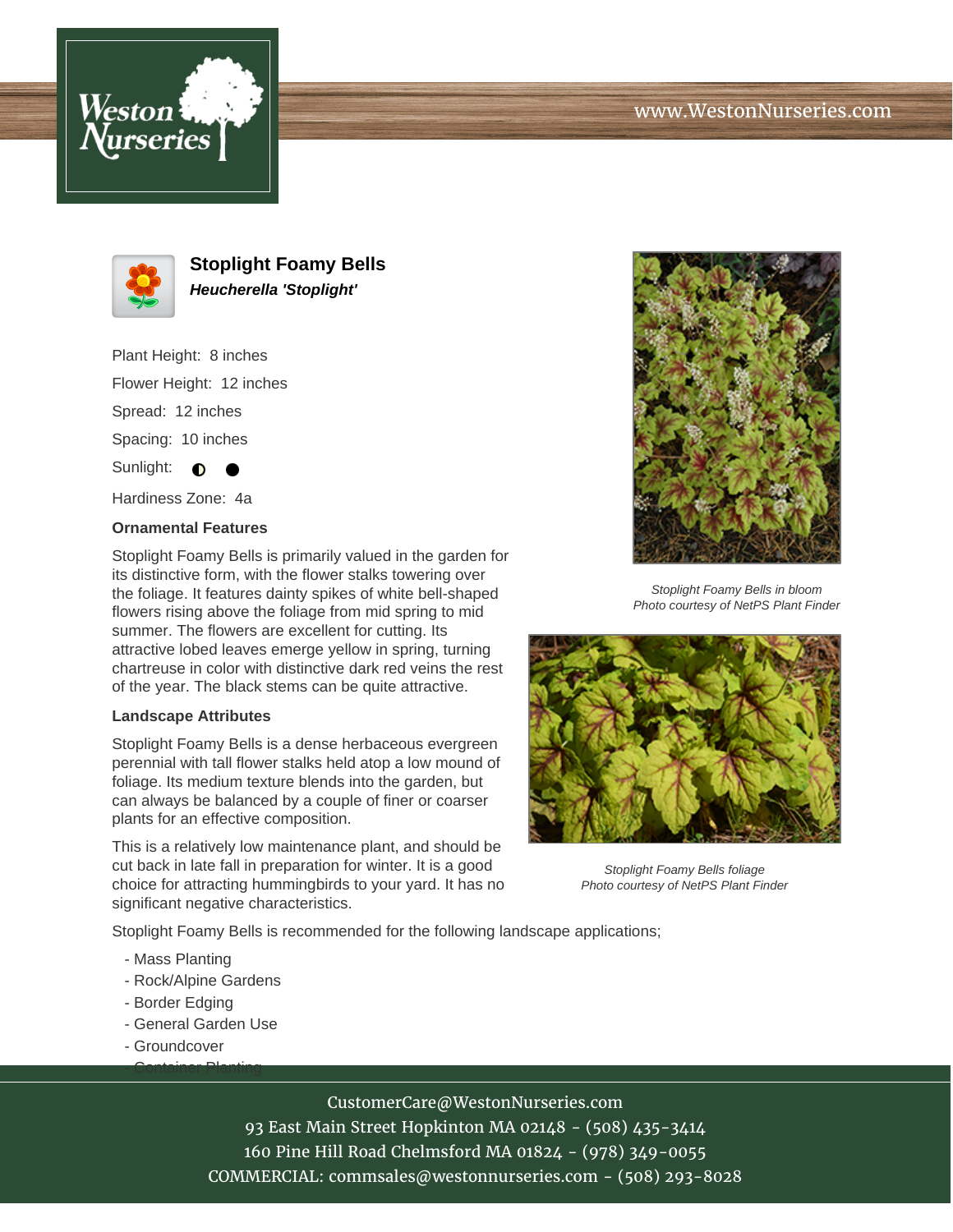# Stoplight Foamy Bells

***Heucherella 'Stoplight'***

Plant Height: 8 inches

Flower Height: 12 inches

Spread: 12 inches

Spacing: 10 inches

Sunlight: ◐ ●

Hardiness Zone: 4a

### Ornamental Features

Stoplight Foamy Bells is primarily valued in the garden for its distinctive form, with the flower stalks towering over the foliage. It features dainty spikes of white bell-shaped flowers rising above the foliage from mid spring to mid summer. The flowers are excellent for cutting. Its attractive lobed leaves emerge yellow in spring, turning chartreuse in color with distinctive dark red veins the rest of the year. The black stems can be quite attractive.

### Landscape Attributes

Stoplight Foamy Bells is a dense herbaceous evergreen perennial with tall flower stalks held atop a low mound of foliage. Its medium texture blends into the garden, but can always be balanced by a couple of finer or coarser plants for an effective composition.

This is a relatively low maintenance plant, and should be cut back in late fall in preparation for winter. It is a good choice for attracting hummingbirds to your yard. It has no significant negative characteristics.

Stoplight Foamy Bells is recommended for the following landscape applications;

- Mass Planting
- Rock/Alpine Gardens
- Border Edging
- General Garden Use
- Groundcover
- Container Planting

*Stoplight Foamy Bells in bloom*
*Photo courtesy of NetPS Plant Finder*

*Stoplight Foamy Bells foliage*
*Photo courtesy of NetPS Plant Finder*

CustomerCare@WestonNurseries.com
93 East Main Street Hopkinton MA 02148 - (508) 435-3414
160 Pine Hill Road Chelmsford MA 01824 - (978) 349-0055
COMMERCIAL: commsales@westonnurseries.com - (508) 293-8028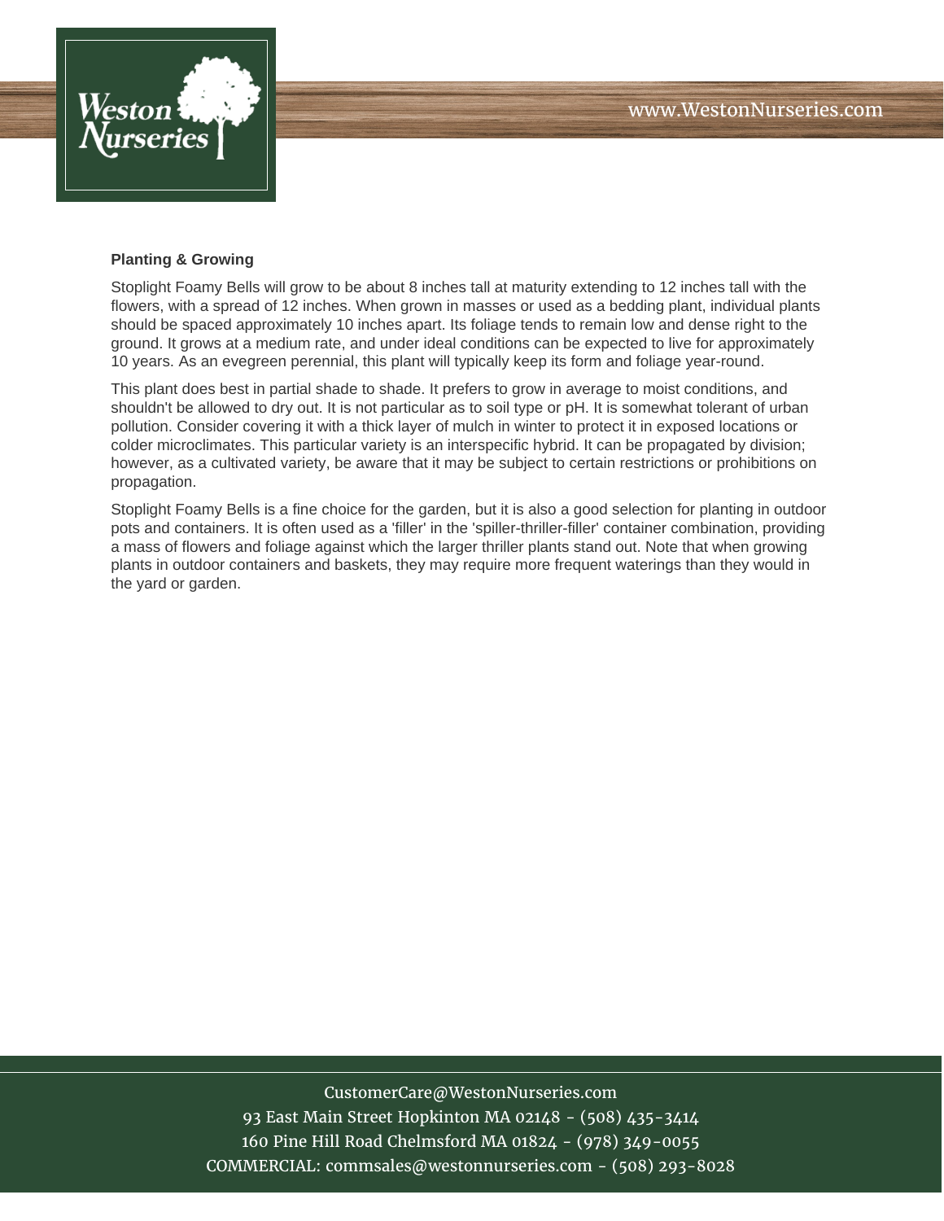**Planting & Growing**

Stoplight Foamy Bells will grow to be about 8 inches tall at maturity extending to 12 inches tall with the flowers, with a spread of 12 inches. When grown in masses or used as a bedding plant, individual plants should be spaced approximately 10 inches apart. Its foliage tends to remain low and dense right to the ground. It grows at a medium rate, and under ideal conditions can be expected to live for approximately 10 years. As an evegreen perennial, this plant will typically keep its form and foliage year-round.

This plant does best in partial shade to shade. It prefers to grow in average to moist conditions, and shouldn't be allowed to dry out. It is not particular as to soil type or pH. It is somewhat tolerant of urban pollution. Consider covering it with a thick layer of mulch in winter to protect it in exposed locations or colder microclimates. This particular variety is an interspecific hybrid. It can be propagated by division; however, as a cultivated variety, be aware that it may be subject to certain restrictions or prohibitions on propagation.

Stoplight Foamy Bells is a fine choice for the garden, but it is also a good selection for planting in outdoor pots and containers. It is often used as a 'filler' in the 'spiller-thriller-filler' container combination, providing a mass of flowers and foliage against which the larger thriller plants stand out. Note that when growing plants in outdoor containers and baskets, they may require more frequent waterings than they would in the yard or garden.